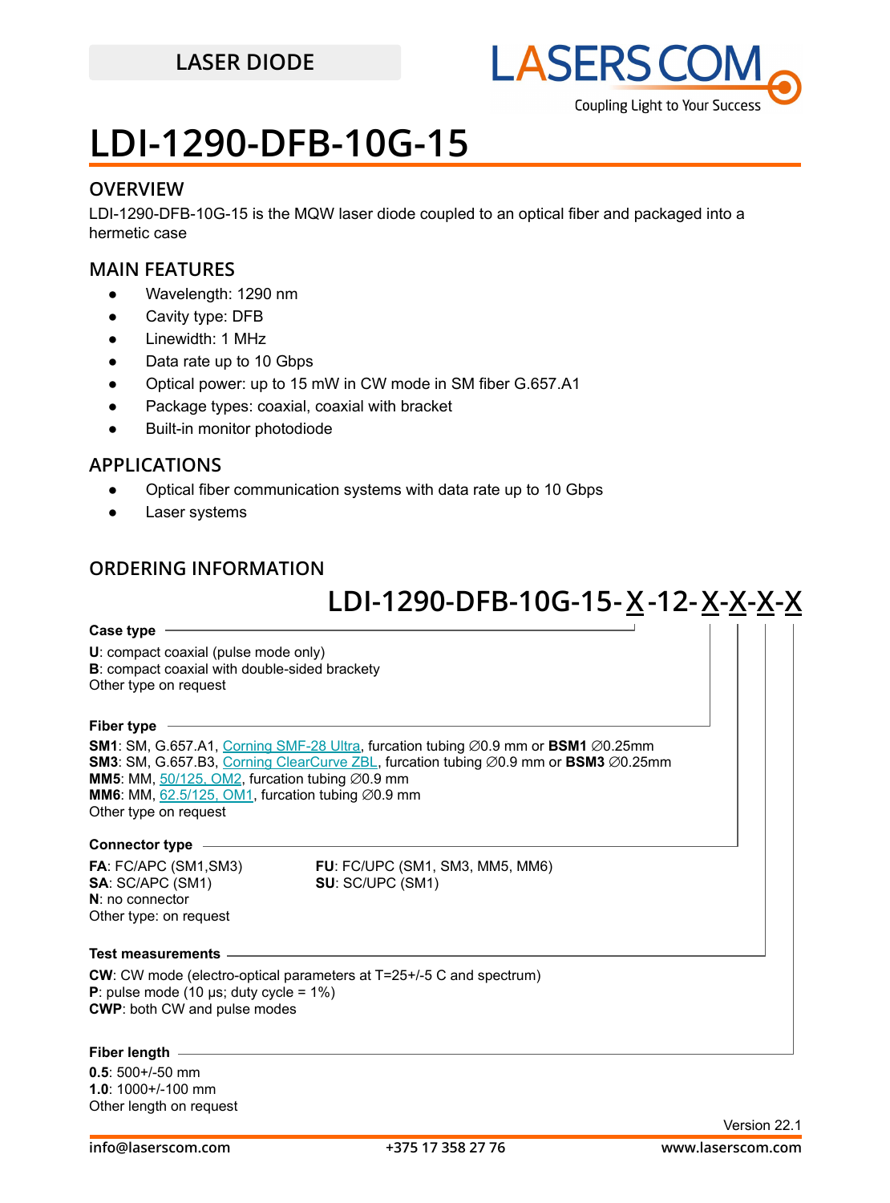LASER DIODE

# LDI-1290-DFB-10G-15

## OVERVIEW

LDI-1290-DFB-10G-15 is the MQW laser diode coupled to an optical fiber and packaged into a hermetic case

## MAIN FEATURES

- Wavelength: 1290 nm
- Cavity type: DFB
- Linewidth: 1 MHz
- Data rate up to 10 Gbps
- Optical power: up to 15 mW in CW mode in SM fiber G.657.A1
- Package types: coaxial, coaxial with bracket
- Built-in monitor photodiode

## APPLICATIONS

- Optical fiber communication systems with data rate up to 10 Gbps
- Laser systems

## ORDERING INFORMATION

**LDI-1290-DFB-10G-15-X-12-X-X-X-X**

**Case type**

**U**: compact coaxial (pulse mode only)
**B**: compact coaxial with double-sided brackety
Other type on request

**Fiber type**

**SM1**: SM, G.657.A1, Corning SMF-28 Ultra, furcation tubing ∅0.9 mm or **BSM1** ∅0.25mm
**SM3**: SM, G.657.B3, Corning ClearCurve ZBL, furcation tubing ∅0.9 mm or **BSM3** ∅0.25mm
**MM5**: MM, 50/125, OM2, furcation tubing ∅0.9 mm
**MM6**: MM, 62.5/125, OM1, furcation tubing ∅0.9 mm
Other type on request

**Connector type**

**FA**: FC/APC (SM1,SM3)
**SA**: SC/APC (SM1)
**N**: no connector
Other type: on request
**FU**: FC/UPC (SM1, SM3, MM5, MM6)
**SU**: SC/UPC (SM1)

**Test measurements**

**CW**: CW mode (electro-optical parameters at T=25+/-5 C and spectrum)
**P**: pulse mode (10 μs; duty cycle = 1%)
**CWP**: both CW and pulse modes

**Fiber length**

**0.5**: 500+/-50 mm
**1.0**: 1000+/-100 mm
Other length on request

Version 22.1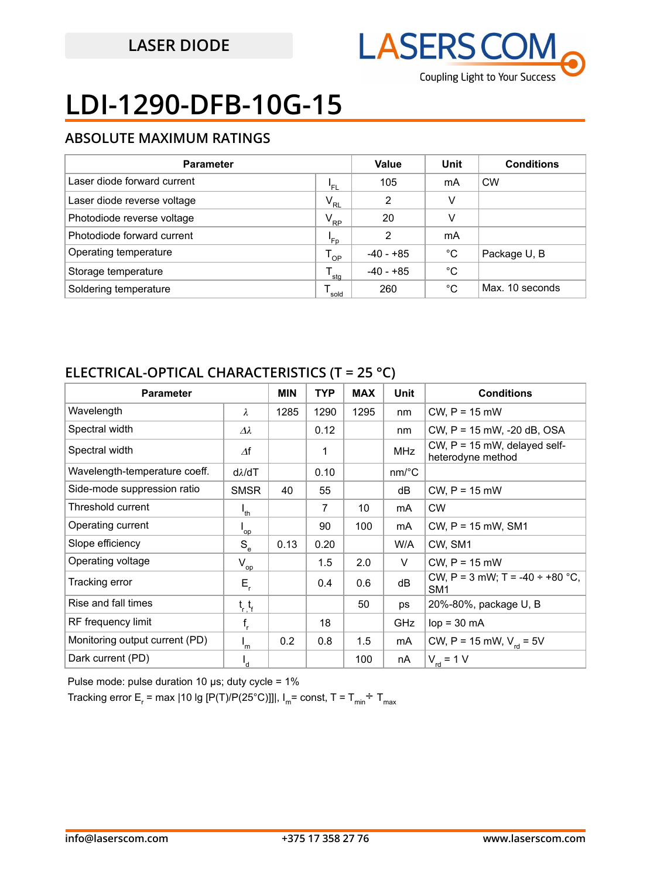LASER DIODE

# LDI-1290-DFB-10G-15

## ABSOLUTE MAXIMUM RATINGS

| Parameter | | Value | Unit | Conditions |
|---|---|---|---|---|
| Laser diode forward current | $I_{FL}$ | 105 | mA | CW |
| Laser diode reverse voltage | $V_{RL}$ | 2 | V | |
| Photodiode reverse voltage | $V_{RP}$ | 20 | V | |
| Photodiode forward current | $I_{Fp}$ | 2 | mA | |
| Operating temperature | $T_{OP}$ | -40 - +85 | °C | Package U, B |
| Storage temperature | $T_{stg}$ | -40 - +85 | °C | |
| Soldering temperature | $T_{sold}$ | 260 | °C | Max. 10 seconds |

## ELECTRICAL-OPTICAL CHARACTERISTICS (T = 25 °C)

| Parameter | | MIN | TYP | MAX | Unit | Conditions |
|---|---|---|---|---|---|---|
| Wavelength | $\lambda$ | 1285 | 1290 | 1295 | nm | CW, P = 15 mW |
| Spectral width | $\Delta\lambda$ | | 0.12 | | nm | CW, P = 15 mW, -20 dB, OSA |
| Spectral width | $\Delta f$ | | 1 | | MHz | CW, P = 15 mW, delayed self-heterodyne method |
| Wavelength-temperature coeff. | $d\lambda/dT$ | | 0.10 | | nm/°C | |
| Side-mode suppression ratio | SMSR | 40 | 55 | | dB | CW, P = 15 mW |
| Threshold current | $I_{th}$ | | 7 | 10 | mA | CW |
| Operating current | $I_{op}$ | | 90 | 100 | mA | CW, P = 15 mW, SM1 |
| Slope efficiency | $S_e$ | 0.13 | 0.20 | | W/A | CW, SM1 |
| Operating voltage | $V_{op}$ | | 1.5 | 2.0 | V | CW, P = 15 mW |
| Tracking error | $E_r$ | | 0.4 | 0.6 | dB | CW, P = 3 mW; T = -40 ÷ +80 °C, SM1 |
| Rise and fall times | $t_r, t_f$ | | | 50 | ps | 20%-80%, package U, B |
| RF frequency limit | $f_r$ | | 18 | | GHz | Iop = 30 mA |
| Monitoring output current (PD) | $I_m$ | 0.2 | 0.8 | 1.5 | mA | CW, P = 15 mW, $V_{rd}$ = 5V |
| Dark current (PD) | $I_d$ | | | 100 | nA | $V_{rd}$ = 1 V |

Pulse mode: pulse duration 10 μs; duty cycle = 1%

Tracking error $E_r = \max |10 \lg [P(T)/P(25°C)]|$, $I_m$ = const, $T = T_{min} \div T_{max}$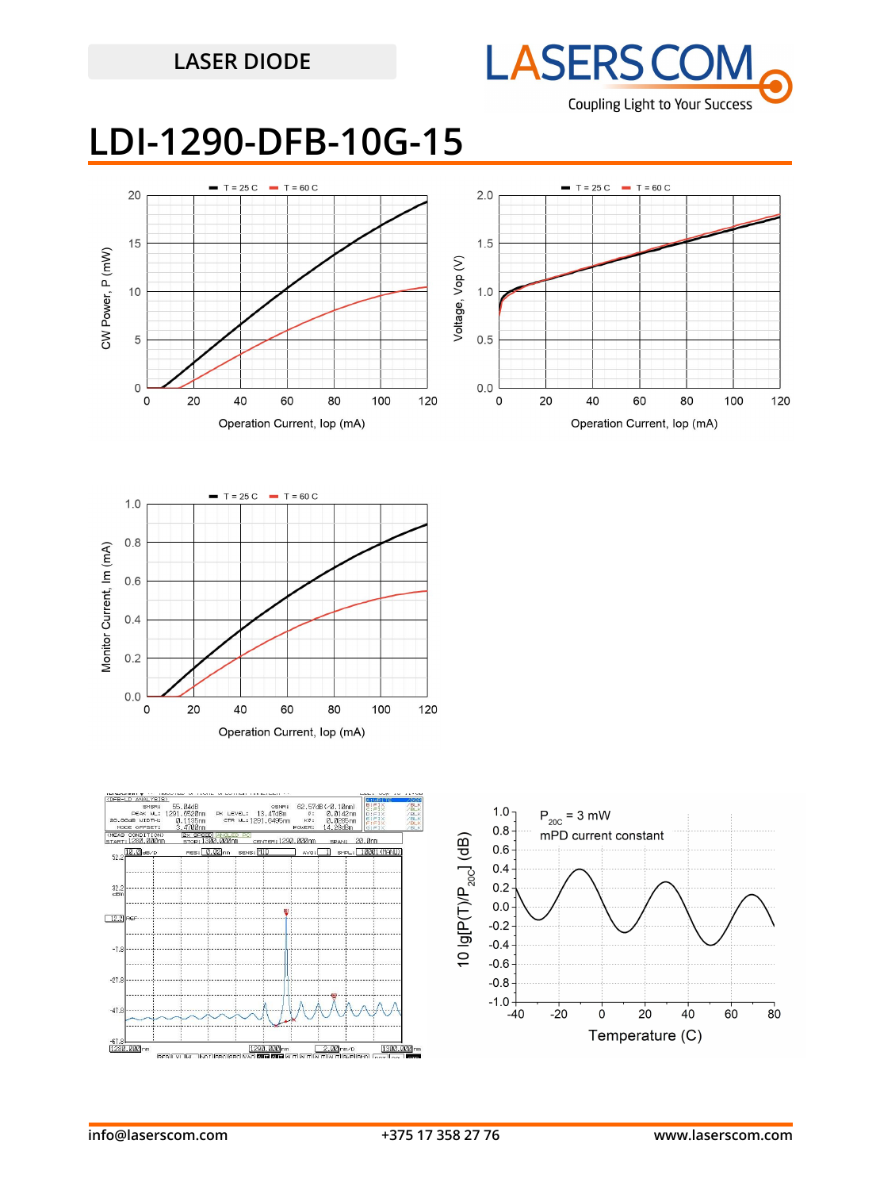LASER DIODE

# LDI-1290-DFB-10G-15

T = 25 C  T = 60 C

CW Power, P (mW)

Operation Current, Iop (mA)

T = 25 C  T = 60 C

Voltage, Vop (V)

Operation Current, Iop (mA)

T = 25 C  T = 60 C

Monitor Current, Im (mA)

Operation Current, Iop (mA)

$P_{20C}$ = 3 mW

mPD current constant

10 lg[P(T)/$P_{20C}$] (dB)

Temperature (C)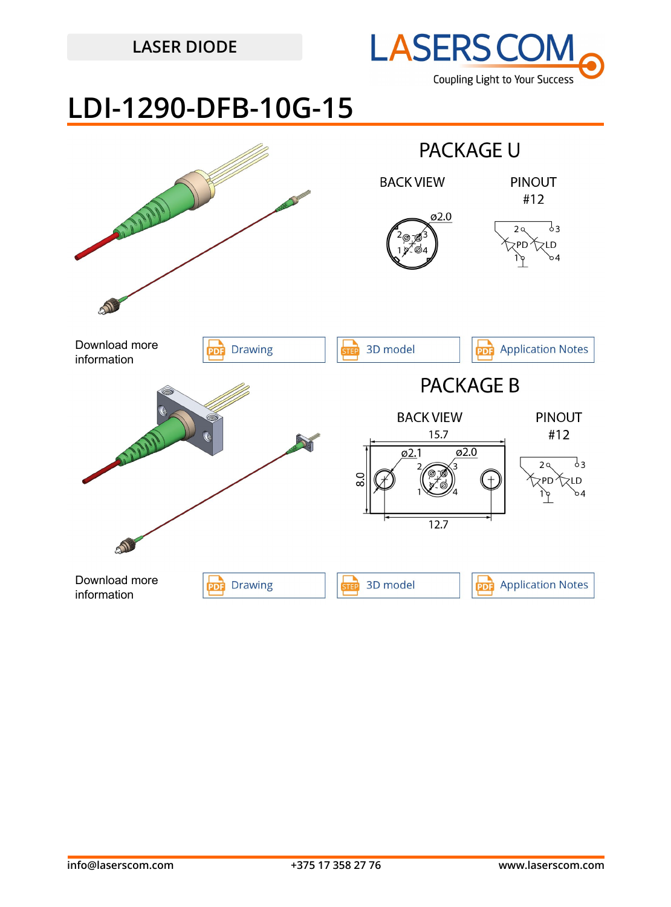LASER DIODE

# LDI-1290-DFB-10G-15

## PACKAGE U

BACK VIEW

PINOUT #12

Download more information

Drawing | 3D model | Application Notes

## PACKAGE B

BACK VIEW

PINOUT #12

Download more information

Drawing | 3D model | Application Notes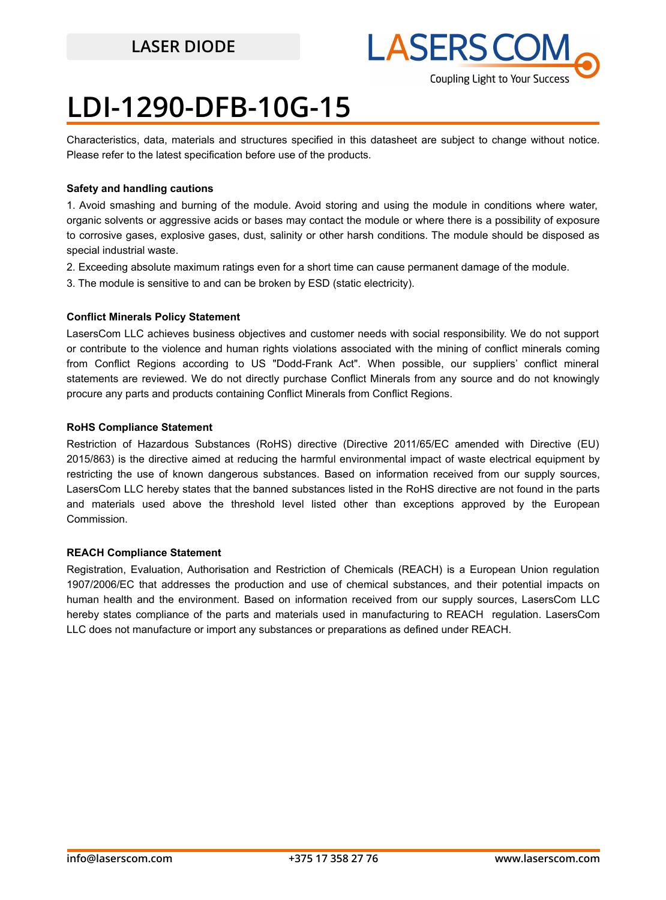# LDI-1290-DFB-10G-15

Characteristics, data, materials and structures specified in this datasheet are subject to change without notice. Please refer to the latest specification before use of the products.

**Safety and handling cautions**

1. Avoid smashing and burning of the module. Avoid storing and using the module in conditions where water, organic solvents or aggressive acids or bases may contact the module or where there is a possibility of exposure to corrosive gases, explosive gases, dust, salinity or other harsh conditions. The module should be disposed as special industrial waste.
2. Exceeding absolute maximum ratings even for a short time can cause permanent damage of the module.
3. The module is sensitive to and can be broken by ESD (static electricity).

**Conflict Minerals Policy Statement**

LasersCom LLC achieves business objectives and customer needs with social responsibility. We do not support or contribute to the violence and human rights violations associated with the mining of conflict minerals coming from Conflict Regions according to US "Dodd-Frank Act". When possible, our suppliers' conflict mineral statements are reviewed. We do not directly purchase Conflict Minerals from any source and do not knowingly procure any parts and products containing Conflict Minerals from Conflict Regions.

**RoHS Compliance Statement**

Restriction of Hazardous Substances (RoHS) directive (Directive 2011/65/EC amended with Directive (EU) 2015/863) is the directive aimed at reducing the harmful environmental impact of waste electrical equipment by restricting the use of known dangerous substances. Based on information received from our supply sources, LasersCom LLC hereby states that the banned substances listed in the RoHS directive are not found in the parts and materials used above the threshold level listed other than exceptions approved by the European Commission.

**REACH Compliance Statement**

Registration, Evaluation, Authorisation and Restriction of Chemicals (REACH) is a European Union regulation 1907/2006/EC that addresses the production and use of chemical substances, and their potential impacts on human health and the environment. Based on information received from our supply sources, LasersCom LLC hereby states compliance of the parts and materials used in manufacturing to REACH regulation. LasersCom LLC does not manufacture or import any substances or preparations as defined under REACH.